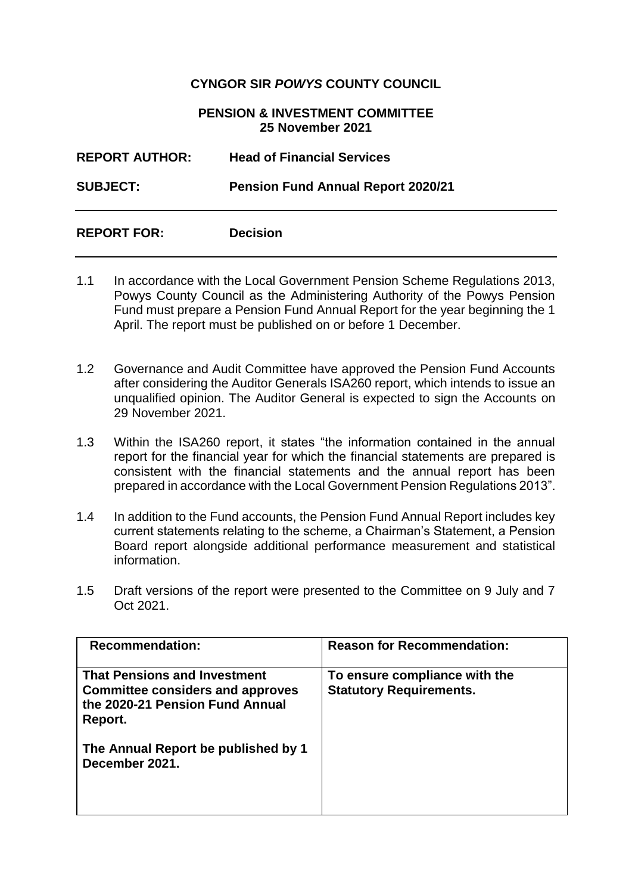**CYNGOR SIR *POWYS* COUNTY COUNCIL**

**PENSION & INVESTMENT COMMITTEE**
**25 November 2021**

**REPORT AUTHOR:** **Head of Financial Services**

**SUBJECT:** **Pension Fund Annual Report 2020/21**

---

**REPORT FOR:** **Decision**

---

1.1 In accordance with the Local Government Pension Scheme Regulations 2013, Powys County Council as the Administering Authority of the Powys Pension Fund must prepare a Pension Fund Annual Report for the year beginning the 1 April. The report must be published on or before 1 December.

1.2 Governance and Audit Committee have approved the Pension Fund Accounts after considering the Auditor Generals ISA260 report, which intends to issue an unqualified opinion. The Auditor General is expected to sign the Accounts on 29 November 2021.

1.3 Within the ISA260 report, it states "the information contained in the annual report for the financial year for which the financial statements are prepared is consistent with the financial statements and the annual report has been prepared in accordance with the Local Government Pension Regulations 2013".

1.4 In addition to the Fund accounts, the Pension Fund Annual Report includes key current statements relating to the scheme, a Chairman's Statement, a Pension Board report alongside additional performance measurement and statistical information.

1.5 Draft versions of the report were presented to the Committee on 9 July and 7 Oct 2021.

| **Recommendation:** | **Reason for Recommendation:** |
|---|---|
| **That Pensions and Investment Committee considers and approves the 2020-21 Pension Fund Annual Report.**<br><br>**The Annual Report be published by 1 December 2021.** | **To ensure compliance with the Statutory Requirements.** |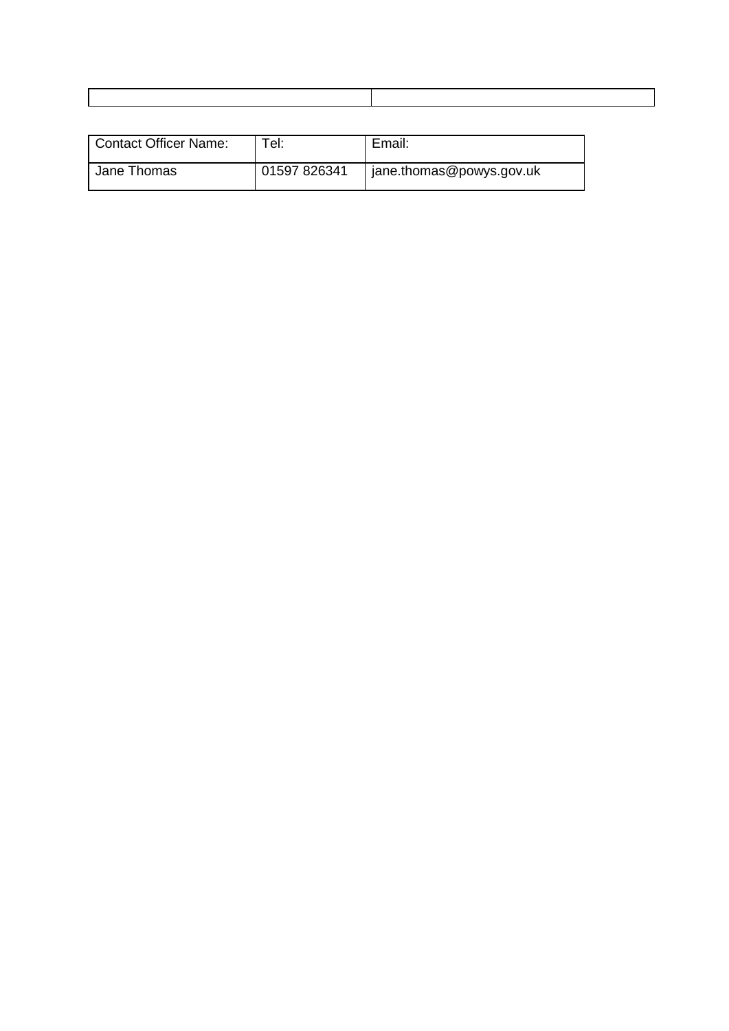| | |
|---|---|
| | |

| Contact Officer Name: | Tel: | Email: |
|---|---|---|
| Jane Thomas | 01597 826341 | jane.thomas@powys.gov.uk |